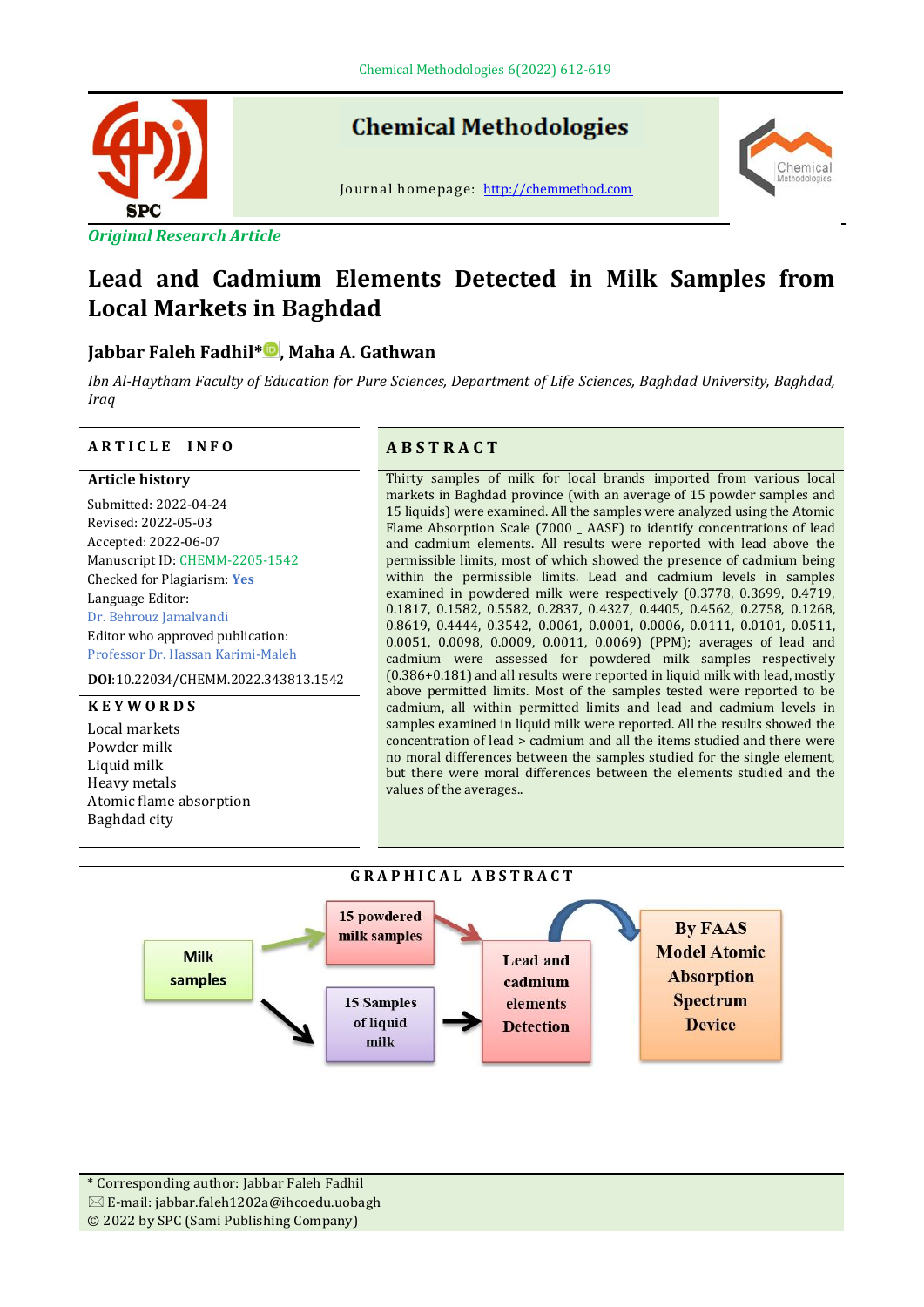**Original Research Article**

# Lead and Cadmium Elements Detected in Milk Samples from Local Markets in Baghdad

**Jabbar Faleh Fadhil*, Maha A. Gathwan**

*Ibn Al-Haytham Faculty of Education for Pure Sciences, Department of Life Sciences, Baghdad University, Baghdad, Iraq*

## ARTICLE INFO

**Article history**

Submitted: 2022-04-24
Revised: 2022-05-03
Accepted: 2022-06-07
Manuscript ID: CHEMM-2205-1542
Checked for Plagiarism: **Yes**
Language Editor:
Dr. Behrouz Jamalvandi
Editor who approved publication:
Professor Dr. Hassan Karimi-Maleh

**DOI**:10.22034/CHEMM.2022.343813.1542

**KEYWORDS**

Local markets
Powder milk
Liquid milk
Heavy metals
Atomic flame absorption
Baghdad city

## ABSTRACT

Thirty samples of milk for local brands imported from various local markets in Baghdad province (with an average of 15 powder samples and 15 liquids) were examined. All the samples were analyzed using the Atomic Flame Absorption Scale (7000 _ AASF) to identify concentrations of lead and cadmium elements. All results were reported with lead above the permissible limits, most of which showed the presence of cadmium being within the permissible limits. Lead and cadmium levels in samples examined in powdered milk were respectively (0.3778, 0.3699, 0.4719, 0.1817, 0.1582, 0.5582, 0.2837, 0.4327, 0.4405, 0.4562, 0.2758, 0.1268, 0.8619, 0.4444, 0.3542, 0.0061, 0.0001, 0.0006, 0.0111, 0.0101, 0.0511, 0.0051, 0.0098, 0.0009, 0.0011, 0.0069) (PPM); averages of lead and cadmium were assessed for powdered milk samples respectively (0.386+0.181) and all results were reported in liquid milk with lead, mostly above permitted limits. Most of the samples tested were reported to be cadmium, all within permitted limits and lead and cadmium levels in samples examined in liquid milk were reported. All the results showed the concentration of lead > cadmium and all the items studied and there were no moral differences between the samples studied for the single element, but there were moral differences between the elements studied and the values of the averages..

## GRAPHICAL ABSTRACT

Milk samples → 15 powdered milk samples / 15 Samples of liquid milk → Lead and cadmium elements Detection → By FAAS Model Atomic Absorption Spectrum Device

---

* Corresponding author: Jabbar Faleh Fadhil
E-mail: jabbar.faleh1202a@ihcoedu.uobagh
© 2022 by SPC (Sami Publishing Company)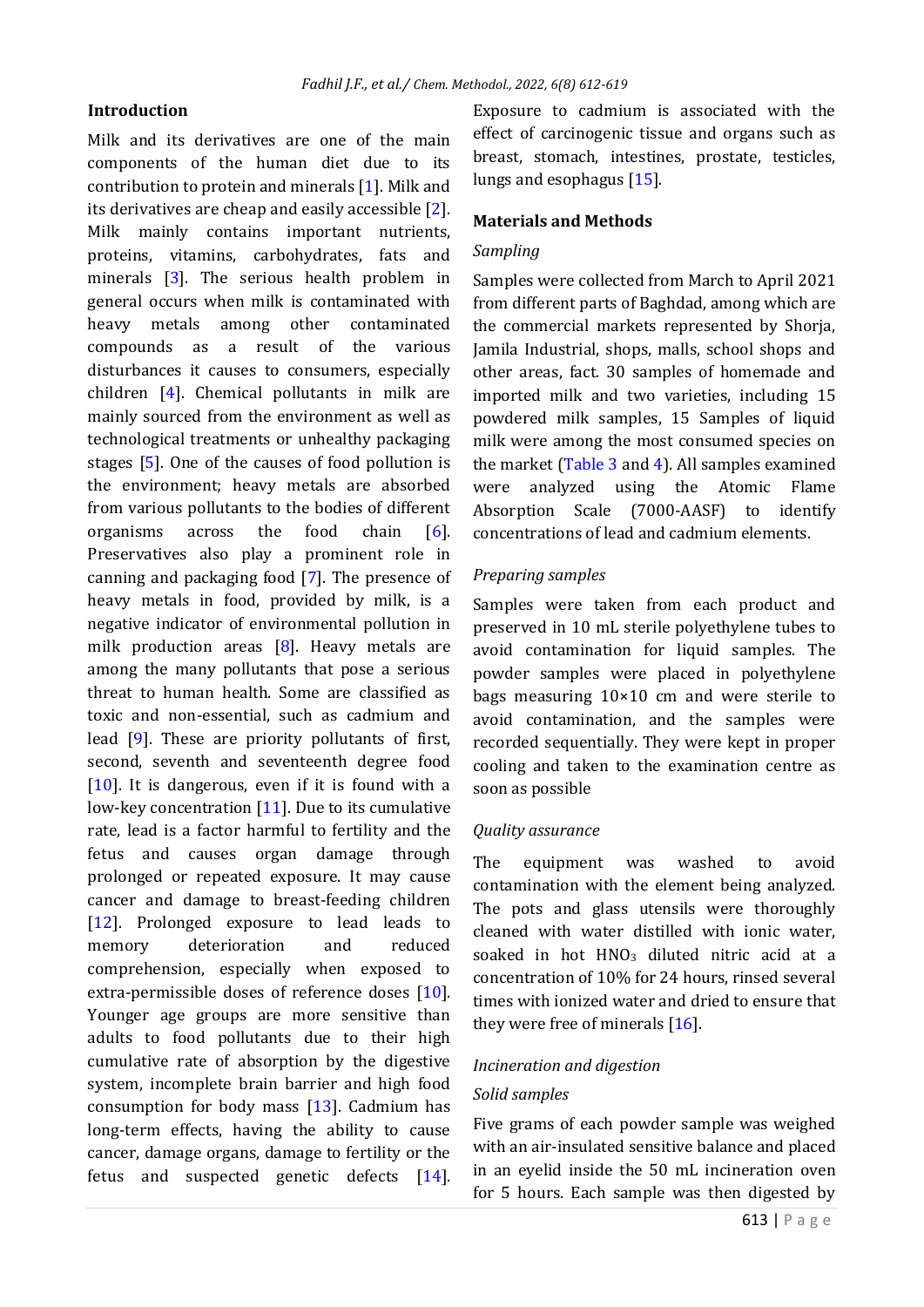## Introduction

Milk and its derivatives are one of the main components of the human diet due to its contribution to protein and minerals [1]. Milk and its derivatives are cheap and easily accessible [2]. Milk mainly contains important nutrients, proteins, vitamins, carbohydrates, fats and minerals [3]. The serious health problem in general occurs when milk is contaminated with heavy metals among other contaminated compounds as a result of the various disturbances it causes to consumers, especially children [4]. Chemical pollutants in milk are mainly sourced from the environment as well as technological treatments or unhealthy packaging stages [5]. One of the causes of food pollution is the environment; heavy metals are absorbed from various pollutants to the bodies of different organisms across the food chain [6]. Preservatives also play a prominent role in canning and packaging food [7]. The presence of heavy metals in food, provided by milk, is a negative indicator of environmental pollution in milk production areas [8]. Heavy metals are among the many pollutants that pose a serious threat to human health. Some are classified as toxic and non-essential, such as cadmium and lead [9]. These are priority pollutants of first, second, seventh and seventeenth degree food [10]. It is dangerous, even if it is found with a low-key concentration [11]. Due to its cumulative rate, lead is a factor harmful to fertility and the fetus and causes organ damage through prolonged or repeated exposure. It may cause cancer and damage to breast-feeding children [12]. Prolonged exposure to lead leads to memory deterioration and reduced comprehension, especially when exposed to extra-permissible doses of reference doses [10]. Younger age groups are more sensitive than adults to food pollutants due to their high cumulative rate of absorption by the digestive system, incomplete brain barrier and high food consumption for body mass [13]. Cadmium has long-term effects, having the ability to cause cancer, damage organs, damage to fertility or the fetus and suspected genetic defects [14]. Exposure to cadmium is associated with the effect of carcinogenic tissue and organs such as breast, stomach, intestines, prostate, testicles, lungs and esophagus [15].

## Materials and Methods

### *Sampling*

Samples were collected from March to April 2021 from different parts of Baghdad, among which are the commercial markets represented by Shorja, Jamila Industrial, shops, malls, school shops and other areas, fact. 30 samples of homemade and imported milk and two varieties, including 15 powdered milk samples, 15 Samples of liquid milk were among the most consumed species on the market (Table 3 and 4). All samples examined were analyzed using the Atomic Flame Absorption Scale (7000-AASF) to identify concentrations of lead and cadmium elements.

### *Preparing samples*

Samples were taken from each product and preserved in 10 mL sterile polyethylene tubes to avoid contamination for liquid samples. The powder samples were placed in polyethylene bags measuring 10×10 cm and were sterile to avoid contamination, and the samples were recorded sequentially. They were kept in proper cooling and taken to the examination centre as soon as possible

### *Quality assurance*

The equipment was washed to avoid contamination with the element being analyzed. The pots and glass utensils were thoroughly cleaned with water distilled with ionic water, soaked in hot $HNO_3$ diluted nitric acid at a concentration of 10% for 24 hours, rinsed several times with ionized water and dried to ensure that they were free of minerals [16].

### *Incineration and digestion*

### *Solid samples*

Five grams of each powder sample was weighed with an air-insulated sensitive balance and placed in an eyelid inside the 50 mL incineration oven for 5 hours. Each sample was then digested by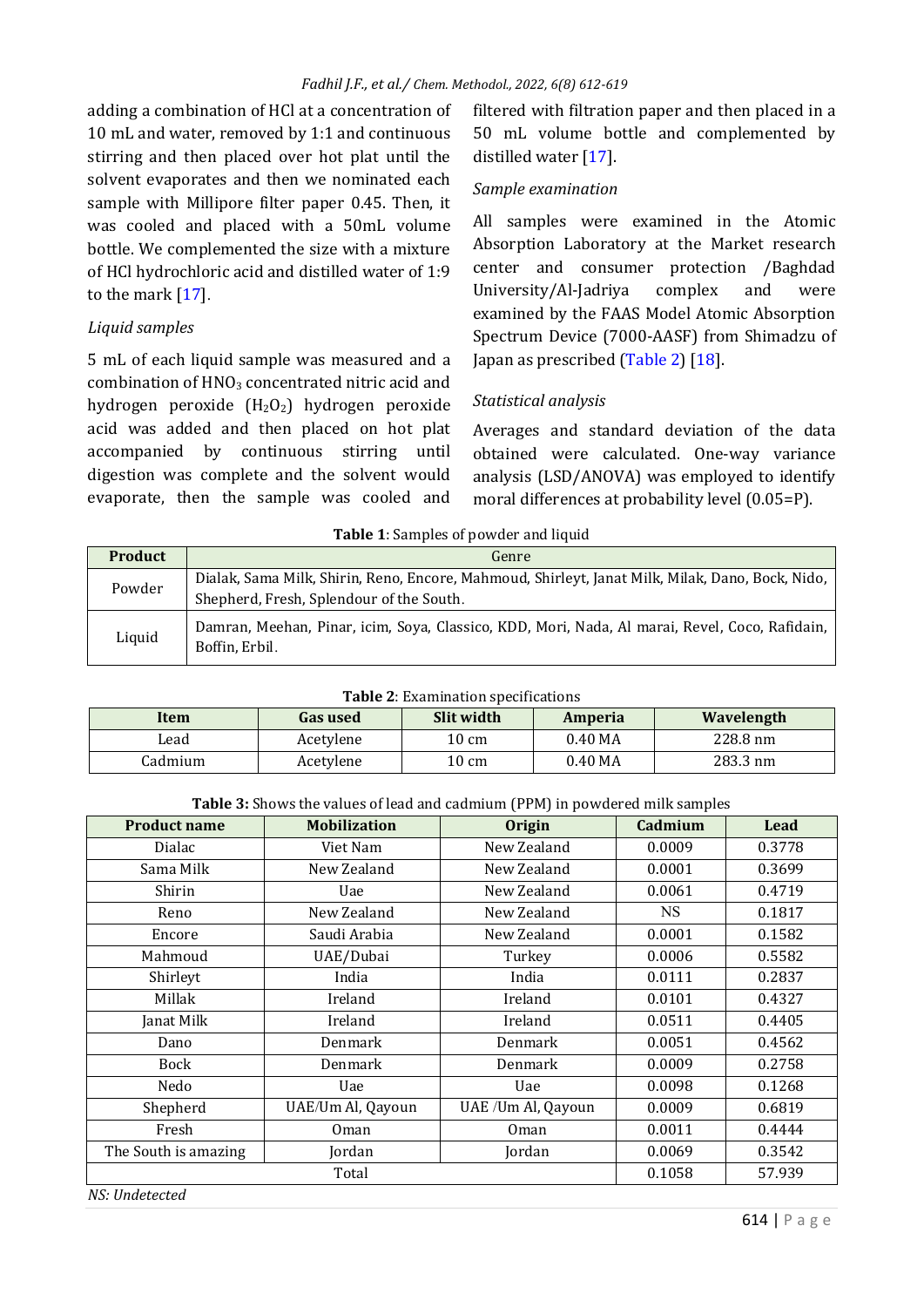adding a combination of HCl at a concentration of 10 mL and water, removed by 1:1 and continuous stirring and then placed over hot plat until the solvent evaporates and then we nominated each sample with Millipore filter paper 0.45. Then, it was cooled and placed with a 50mL volume bottle. We complemented the size with a mixture of HCl hydrochloric acid and distilled water of 1:9 to the mark [17].

*Liquid samples*

5 mL of each liquid sample was measured and a combination of $HNO_3$ concentrated nitric acid and hydrogen peroxide ($H_2O_2$) hydrogen peroxide acid was added and then placed on hot plat accompanied by continuous stirring until digestion was complete and the solvent would evaporate, then the sample was cooled and filtered with filtration paper and then placed in a 50 mL volume bottle and complemented by distilled water [17].

*Sample examination*

All samples were examined in the Atomic Absorption Laboratory at the Market research center and consumer protection /Baghdad University/Al-Jadriya complex and were examined by the FAAS Model Atomic Absorption Spectrum Device (7000-AASF) from Shimadzu of Japan as prescribed (Table 2) [18].

*Statistical analysis*

Averages and standard deviation of the data obtained were calculated. One-way variance analysis (LSD/ANOVA) was employed to identify moral differences at probability level (0.05=P).

**Table 1**: Samples of powder and liquid

| Product | Genre |
|---|---|
| Powder | Dialak, Sama Milk, Shirin, Reno, Encore, Mahmoud, Shirleyt, Janat Milk, Milak, Dano, Bock, Nido, Shepherd, Fresh, Splendour of the South. |
| Liquid | Damran, Meehan, Pinar, icim, Soya, Classico, KDD, Mori, Nada, Al marai, Revel, Coco, Rafidain, Boffin, Erbil. |

**Table 2**: Examination specifications

| Item | Gas used | Slit width | Amperia | Wavelength |
|---|---|---|---|---|
| Lead | Acetylene | 10 cm | 0.40 MA | 228.8 nm |
| Cadmium | Acetylene | 10 cm | 0.40 MA | 283.3 nm |

**Table 3:** Shows the values of lead and cadmium (PPM) in powdered milk samples

| Product name | Mobilization | Origin | Cadmium | Lead |
|---|---|---|---|---|
| Dialac | Viet Nam | New Zealand | 0.0009 | 0.3778 |
| Sama Milk | New Zealand | New Zealand | 0.0001 | 0.3699 |
| Shirin | Uae | New Zealand | 0.0061 | 0.4719 |
| Reno | New Zealand | New Zealand | NS | 0.1817 |
| Encore | Saudi Arabia | New Zealand | 0.0001 | 0.1582 |
| Mahmoud | UAE/Dubai | Turkey | 0.0006 | 0.5582 |
| Shirleyt | India | India | 0.0111 | 0.2837 |
| Millak | Ireland | Ireland | 0.0101 | 0.4327 |
| Janat Milk | Ireland | Ireland | 0.0511 | 0.4405 |
| Dano | Denmark | Denmark | 0.0051 | 0.4562 |
| Bock | Denmark | Denmark | 0.0009 | 0.2758 |
| Nedo | Uae | Uae | 0.0098 | 0.1268 |
| Shepherd | UAE/Um Al, Qayoun | UAE /Um Al, Qayoun | 0.0009 | 0.6819 |
| Fresh | Oman | Oman | 0.0011 | 0.4444 |
| The South is amazing | Jordan | Jordan | 0.0069 | 0.3542 |
| Total | | | 0.1058 | 57.939 |

*NS: Undetected*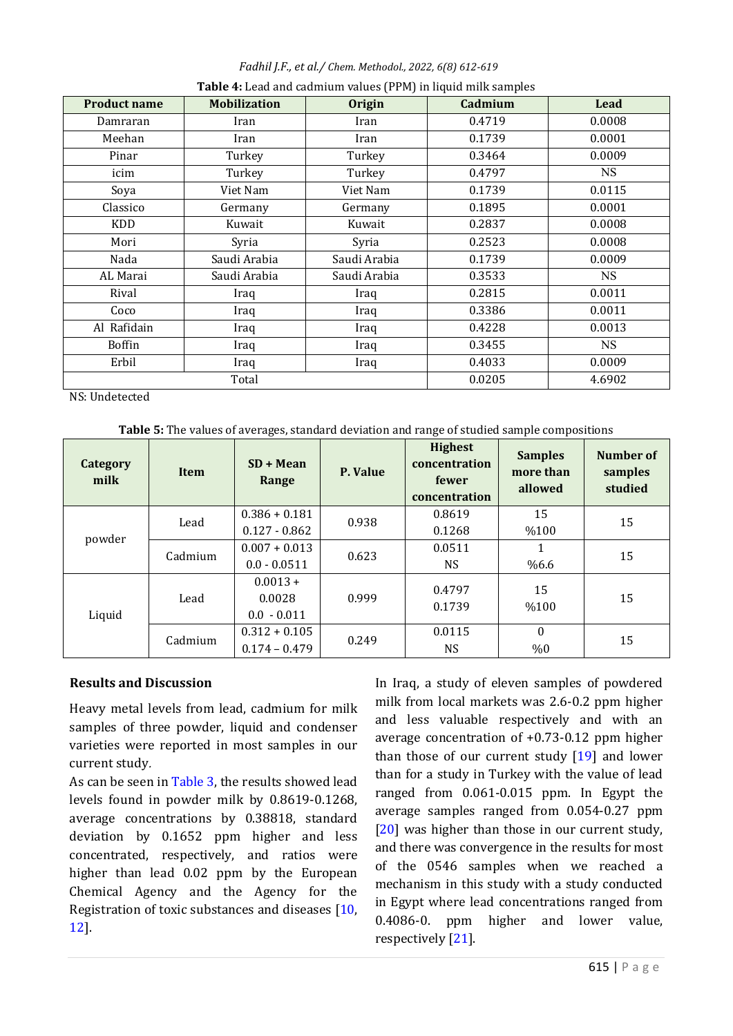**Table 4:** Lead and cadmium values (PPM) in liquid milk samples

| Product name | Mobilization | Origin | Cadmium | Lead |
|---|---|---|---|---|
| Damraran | Iran | Iran | 0.4719 | 0.0008 |
| Meehan | Iran | Iran | 0.1739 | 0.0001 |
| Pinar | Turkey | Turkey | 0.3464 | 0.0009 |
| icim | Turkey | Turkey | 0.4797 | NS |
| Soya | Viet Nam | Viet Nam | 0.1739 | 0.0115 |
| Classico | Germany | Germany | 0.1895 | 0.0001 |
| KDD | Kuwait | Kuwait | 0.2837 | 0.0008 |
| Mori | Syria | Syria | 0.2523 | 0.0008 |
| Nada | Saudi Arabia | Saudi Arabia | 0.1739 | 0.0009 |
| AL Marai | Saudi Arabia | Saudi Arabia | 0.3533 | NS |
| Rival | Iraq | Iraq | 0.2815 | 0.0011 |
| Coco | Iraq | Iraq | 0.3386 | 0.0011 |
| Al Rafidain | Iraq | Iraq | 0.4228 | 0.0013 |
| Boffin | Iraq | Iraq | 0.3455 | NS |
| Erbil | Iraq | Iraq | 0.4033 | 0.0009 |
| Total | | | 0.0205 | 4.6902 |

NS: Undetected

**Table 5:** The values of averages, standard deviation and range of studied sample compositions

| Category milk | Item | SD + Mean Range | P. Value | Highest concentration fewer concentration | Samples more than allowed | Number of samples studied |
|---|---|---|---|---|---|---|
| powder | Lead | 0.386 + 0.181 0.127 - 0.862 | 0.938 | 0.8619 0.1268 | 15 %100 | 15 |
| | Cadmium | 0.007 + 0.013 0.0 - 0.0511 | 0.623 | 0.0511 NS | 1 %6.6 | 15 |
| Liquid | Lead | 0.0013 + 0.0028 0.0 - 0.011 | 0.999 | 0.4797 0.1739 | 15 %100 | 15 |
| | Cadmium | 0.312 + 0.105 0.174 – 0.479 | 0.249 | 0.0115 NS | 0 %0 | 15 |

## Results and Discussion

Heavy metal levels from lead, cadmium for milk samples of three powder, liquid and condenser varieties were reported in most samples in our current study.

As can be seen in Table 3, the results showed lead levels found in powder milk by 0.8619-0.1268, average concentrations by 0.38818, standard deviation by 0.1652 ppm higher and less concentrated, respectively, and ratios were higher than lead 0.02 ppm by the European Chemical Agency and the Agency for the Registration of toxic substances and diseases [10, 12].

In Iraq, a study of eleven samples of powdered milk from local markets was 2.6-0.2 ppm higher and less valuable respectively and with an average concentration of +0.73-0.12 ppm higher than those of our current study [19] and lower than for a study in Turkey with the value of lead ranged from 0.061-0.015 ppm. In Egypt the average samples ranged from 0.054-0.27 ppm [20] was higher than those in our current study, and there was convergence in the results for most of the 0546 samples when we reached a mechanism in this study with a study conducted in Egypt where lead concentrations ranged from 0.4086-0. ppm higher and lower value, respectively [21].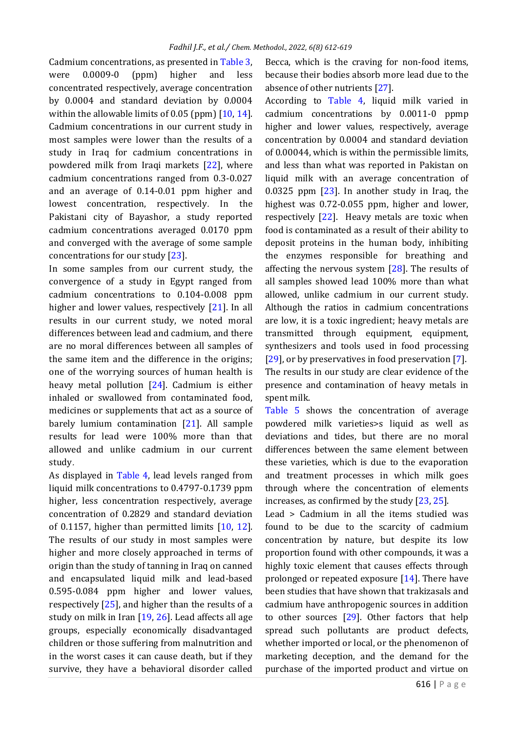Cadmium concentrations, as presented in Table 3, were 0.0009-0 (ppm) higher and less concentrated respectively, average concentration by 0.0004 and standard deviation by 0.0004 within the allowable limits of 0.05 (ppm) [10, 14]. Cadmium concentrations in our current study in most samples were lower than the results of a study in Iraq for cadmium concentrations in powdered milk from Iraqi markets [22], where cadmium concentrations ranged from 0.3-0.027 and an average of 0.14-0.01 ppm higher and lowest concentration, respectively. In the Pakistani city of Bayashor, a study reported cadmium concentrations averaged 0.0170 ppm and converged with the average of some sample concentrations for our study [23].

In some samples from our current study, the convergence of a study in Egypt ranged from cadmium concentrations to 0.104-0.008 ppm higher and lower values, respectively [21]. In all results in our current study, we noted moral differences between lead and cadmium, and there are no moral differences between all samples of the same item and the difference in the origins; one of the worrying sources of human health is heavy metal pollution [24]. Cadmium is either inhaled or swallowed from contaminated food, medicines or supplements that act as a source of barely lumium contamination [21]. All sample results for lead were 100% more than that allowed and unlike cadmium in our current study.

As displayed in Table 4, lead levels ranged from liquid milk concentrations to 0.4797-0.1739 ppm higher, less concentration respectively, average concentration of 0.2829 and standard deviation of 0.1157, higher than permitted limits [10, 12]. The results of our study in most samples were higher and more closely approached in terms of origin than the study of tanning in Iraq on canned and encapsulated liquid milk and lead-based 0.595-0.084 ppm higher and lower values, respectively [25], and higher than the results of a study on milk in Iran [19, 26]. Lead affects all age groups, especially economically disadvantaged children or those suffering from malnutrition and in the worst cases it can cause death, but if they survive, they have a behavioral disorder called Becca, which is the craving for non-food items, because their bodies absorb more lead due to the absence of other nutrients [27].

According to Table 4, liquid milk varied in cadmium concentrations by 0.0011-0 ppmp higher and lower values, respectively, average concentration by 0.0004 and standard deviation of 0.00044, which is within the permissible limits, and less than what was reported in Pakistan on liquid milk with an average concentration of 0.0325 ppm [23]. In another study in Iraq, the highest was 0.72-0.055 ppm, higher and lower, respectively [22]. Heavy metals are toxic when food is contaminated as a result of their ability to deposit proteins in the human body, inhibiting the enzymes responsible for breathing and affecting the nervous system [28]. The results of all samples showed lead 100% more than what allowed, unlike cadmium in our current study. Although the ratios in cadmium concentrations are low, it is a toxic ingredient; heavy metals are transmitted through equipment, equipment, synthesizers and tools used in food processing [29], or by preservatives in food preservation [7]. The results in our study are clear evidence of the presence and contamination of heavy metals in spent milk.

Table 5 shows the concentration of average powdered milk varieties>s liquid as well as deviations and tides, but there are no moral differences between the same element between these varieties, which is due to the evaporation and treatment processes in which milk goes through where the concentration of elements increases, as confirmed by the study [23, 25].

Lead > Cadmium in all the items studied was found to be due to the scarcity of cadmium concentration by nature, but despite its low proportion found with other compounds, it was a highly toxic element that causes effects through prolonged or repeated exposure [14]. There have been studies that have shown that trakizasals and cadmium have anthropogenic sources in addition to other sources [29]. Other factors that help spread such pollutants are product defects, whether imported or local, or the phenomenon of marketing deception, and the demand for the purchase of the imported product and virtue on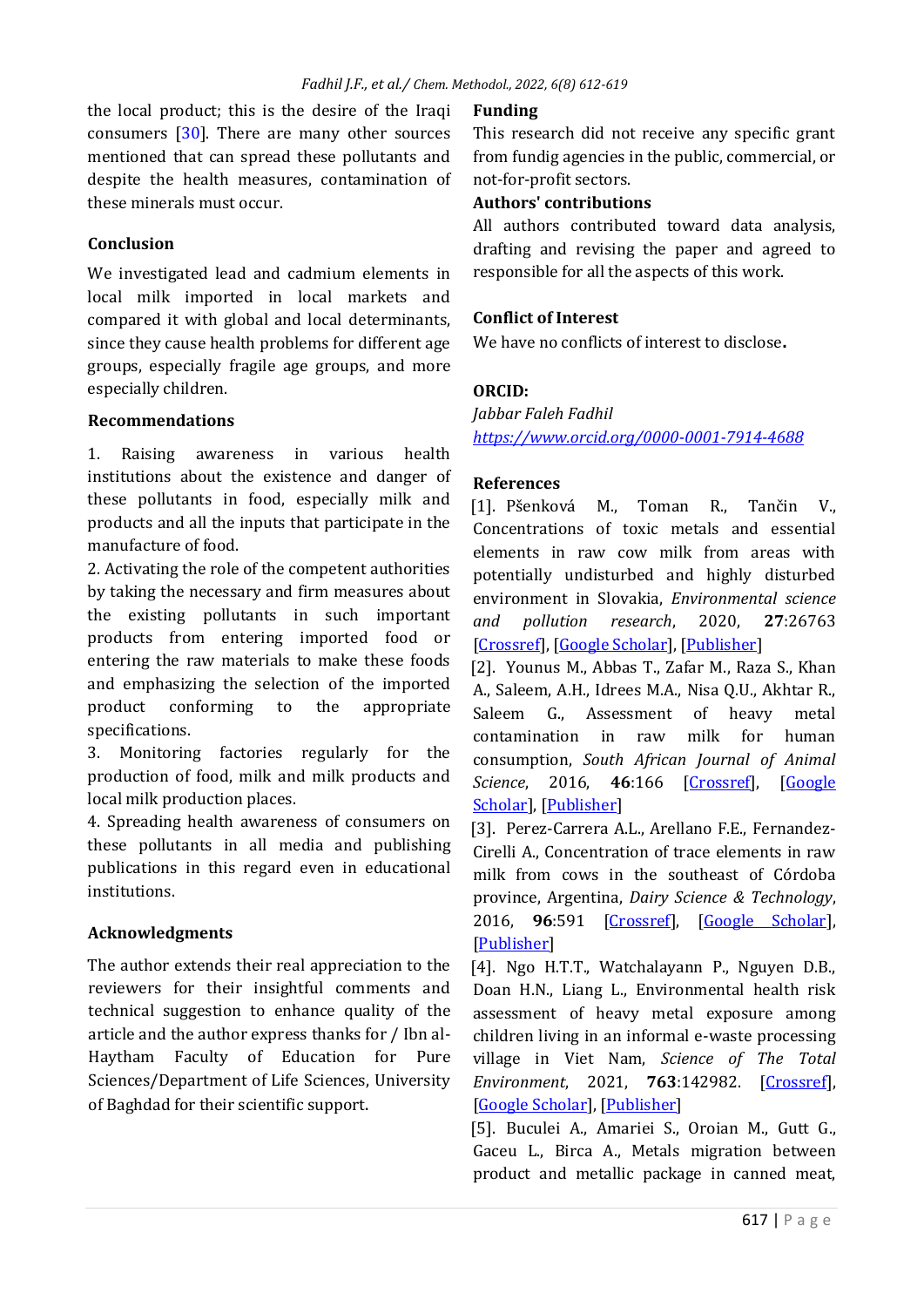the local product; this is the desire of the Iraqi consumers [30]. There are many other sources mentioned that can spread these pollutants and despite the health measures, contamination of these minerals must occur.

## Conclusion

We investigated lead and cadmium elements in local milk imported in local markets and compared it with global and local determinants, since they cause health problems for different age groups, especially fragile age groups, and more especially children.

## Recommendations

1. Raising awareness in various health institutions about the existence and danger of these pollutants in food, especially milk and products and all the inputs that participate in the manufacture of food.
2. Activating the role of the competent authorities by taking the necessary and firm measures about the existing pollutants in such important products from entering imported food or entering the raw materials to make these foods and emphasizing the selection of the imported product conforming to the appropriate specifications.
3. Monitoring factories regularly for the production of food, milk and milk products and local milk production places.
4. Spreading health awareness of consumers on these pollutants in all media and publishing publications in this regard even in educational institutions.

## Acknowledgments

The author extends their real appreciation to the reviewers for their insightful comments and technical suggestion to enhance quality of the article and the author express thanks for / Ibn al-Haytham Faculty of Education for Pure Sciences/Department of Life Sciences, University of Baghdad for their scientific support.

## Funding

This research did not receive any specific grant from fundig agencies in the public, commercial, or not-for-profit sectors.

## Authors' contributions

All authors contributed toward data analysis, drafting and revising the paper and agreed to responsible for all the aspects of this work.

## Conflict of Interest

We have no conflicts of interest to disclose.

## ORCID:

*Jabbar Faleh Fadhil*
*https://www.orcid.org/0000-0001-7914-4688*

## References

[1]. Pšenková M., Toman R., Tančin V., Concentrations of toxic metals and essential elements in raw cow milk from areas with potentially undisturbed and highly disturbed environment in Slovakia, *Environmental science and pollution research*, 2020, **27**:26763 [Crossref], [Google Scholar], [Publisher]

[2]. Younus M., Abbas T., Zafar M., Raza S., Khan A., Saleem, A.H., Idrees M.A., Nisa Q.U., Akhtar R., Saleem G., Assessment of heavy metal contamination in raw milk for human consumption, *South African Journal of Animal Science*, 2016, **46**:166 [Crossref], [Google Scholar], [Publisher]

[3]. Perez-Carrera A.L., Arellano F.E., Fernandez-Cirelli A., Concentration of trace elements in raw milk from cows in the southeast of Córdoba province, Argentina, *Dairy Science & Technology*, 2016, **96**:591 [Crossref], [Google Scholar], [Publisher]

[4]. Ngo H.T.T., Watchalayann P., Nguyen D.B., Doan H.N., Liang L., Environmental health risk assessment of heavy metal exposure among children living in an informal e-waste processing village in Viet Nam, *Science of The Total Environment*, 2021, **763**:142982. [Crossref], [Google Scholar], [Publisher]

[5]. Buculei A., Amariei S., Oroian M., Gutt G., Gaceu L., Birca A., Metals migration between product and metallic package in canned meat,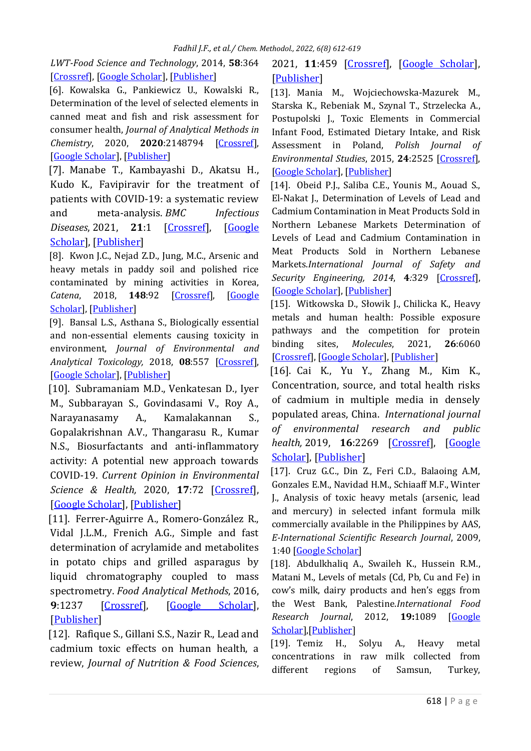*LWT-Food Science and Technology*, 2014, **58**:364 [Crossref], [Google Scholar], [Publisher]

[6]. Kowalska G., Pankiewicz U., Kowalski R., Determination of the level of selected elements in canned meat and fish and risk assessment for consumer health, *Journal of Analytical Methods in Chemistry*, 2020, **2020**:2148794 [Crossref], [Google Scholar], [Publisher]

[7]. Manabe T., Kambayashi D., Akatsu H., Kudo K., Favipiravir for the treatment of patients with COVID-19: a systematic review and meta-analysis. *BMC Infectious Diseases*, 2021, **21**:1 [Crossref], [Google Scholar], [Publisher]

[8]. Kwon J.C., Nejad Z.D., Jung, M.C., Arsenic and heavy metals in paddy soil and polished rice contaminated by mining activities in Korea, *Catena*, 2018, **148**:92 [Crossref], [Google Scholar], [Publisher]

[9]. Bansal L.S., Asthana S., Biologically essential and non-essential elements causing toxicity in environment, *Journal of Environmental and Analytical Toxicology*, 2018, **08**:557 [Crossref], [Google Scholar], [Publisher]

[10]. Subramaniam M.D., Venkatesan D., Iyer M., Subbarayan S., Govindasami V., Roy A., Narayanasamy A., Kamalakannan S., Gopalakrishnan A.V., Thangarasu R., Kumar N.S., Biosurfactants and anti-inflammatory activity: A potential new approach towards COVID-19. *Current Opinion in Environmental Science & Health*, 2020, **17**:72 [Crossref], [Google Scholar], [Publisher]

[11]. Ferrer-Aguirre A., Romero-González R., Vidal J.L.M., Frenich A.G., Simple and fast determination of acrylamide and metabolites in potato chips and grilled asparagus by liquid chromatography coupled to mass spectrometry. *Food Analytical Methods*, 2016, **9**:1237 [Crossref], [Google Scholar], [Publisher]

[12]. Rafique S., Gillani S.S., Nazir R., Lead and cadmium toxic effects on human health, a review, *Journal of Nutrition & Food Sciences*, 2021, **11**:459 [Crossref], [Google Scholar], [Publisher]

[13]. Mania M., Wojciechowska-Mazurek M., Starska K., Rebeniak M., Szynal T., Strzelecka A., Postupolski J., Toxic Elements in Commercial Infant Food, Estimated Dietary Intake, and Risk Assessment in Poland, *Polish Journal of Environmental Studies*, 2015, **24**:2525 [Crossref], [Google Scholar], [Publisher]

[14]. Obeid P.J., Saliba C.E., Younis M., Aouad S., El-Nakat J., Determination of Levels of Lead and Cadmium Contamination in Meat Products Sold in Northern Lebanese Markets Determination of Levels of Lead and Cadmium Contamination in Meat Products Sold in Northern Lebanese Markets.*International Journal of Safety and Security Engineering, 2014*, **4**:329 [Crossref], [Google Scholar], [Publisher]

[15]. Witkowska D., Słowik J., Chilicka K., Heavy metals and human health: Possible exposure pathways and the competition for protein binding sites, *Molecules*, 2021, **26**:6060 [Crossref], [Google Scholar], [Publisher]

[16]. Cai K., Yu Y., Zhang M., Kim K., Concentration, source, and total health risks of cadmium in multiple media in densely populated areas, China. *International journal of environmental research and public health,* 2019, **16**:2269 [Crossref], [Google Scholar], [Publisher]

[17]. Cruz G.C., Din Z., Feri C.D., Balaoing A.M, Gonzales E.M., Navidad H.M., Schiaaff M.F., Winter J., Analysis of toxic heavy metals (arsenic, lead and mercury) in selected infant formula milk commercially available in the Philippines by AAS, *E-International Scientific Research Journal*, 2009, 1:40 [Google Scholar]

[18]. Abdulkhaliq A., Swaileh K., Hussein R.M., Matani M., Levels of metals (Cd, Pb, Cu and Fe) in cow's milk, dairy products and hen's eggs from the West Bank, Palestine.*International Food Research Journal*, 2012, **19:**1089 [Google Scholar],[Publisher]

[19]. Temiz H., Solyu A., Heavy metal concentrations in raw milk collected from different regions of Samsun, Turkey,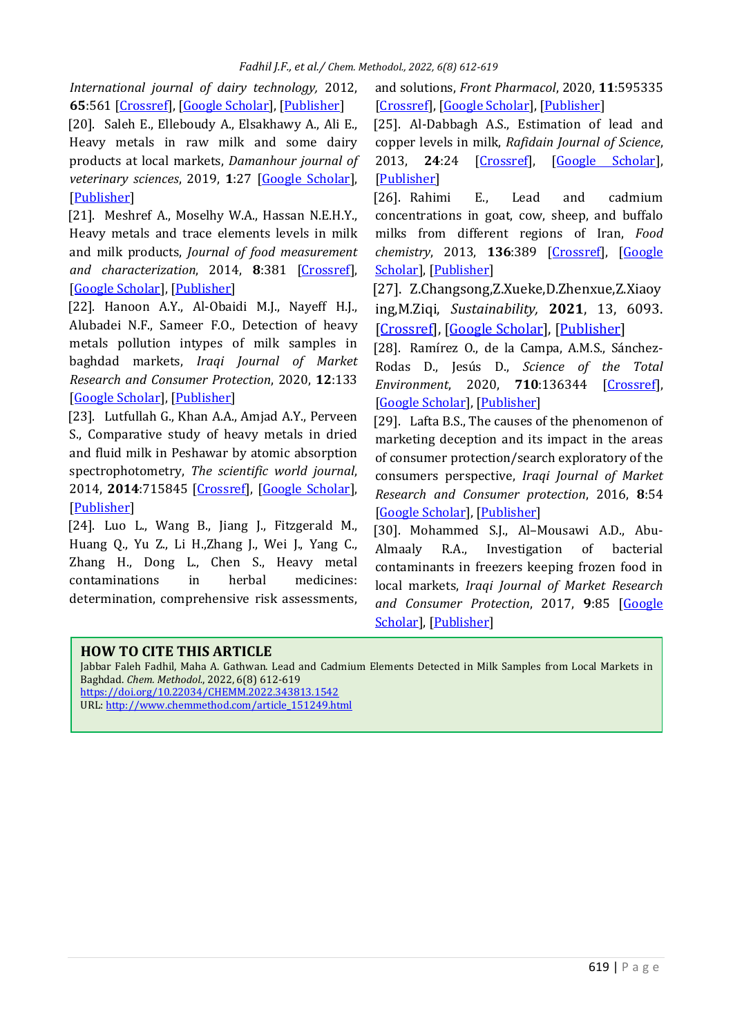*International journal of dairy technology,* 2012, **65**:561 [Crossref], [Google Scholar], [Publisher]

[20]. Saleh E., Elleboudy A., Elsakhawy A., Ali E., Heavy metals in raw milk and some dairy products at local markets, *Damanhour journal of veterinary sciences*, 2019, **1**:27 [Google Scholar], [Publisher]

[21]. Meshref A., Moselhy W.A., Hassan N.E.H.Y., Heavy metals and trace elements levels in milk and milk products, *Journal of food measurement and characterization*, 2014, **8**:381 [Crossref], [Google Scholar], [Publisher]

[22]. Hanoon A.Y., Al-Obaidi M.J., Nayeff H.J., Alubadei N.F., Sameer F.O., Detection of heavy metals pollution intypes of milk samples in baghdad markets, *Iraqi Journal of Market Research and Consumer Protection*, 2020, **12**:133 [Google Scholar], [Publisher]

[23]. Lutfullah G., Khan A.A., Amjad A.Y., Perveen S., Comparative study of heavy metals in dried and fluid milk in Peshawar by atomic absorption spectrophotometry, *The scientific world journal*, 2014, **2014**:715845 [Crossref], [Google Scholar], [Publisher]

[24]. Luo L., Wang B., Jiang J., Fitzgerald M., Huang Q., Yu Z., Li H.,Zhang J., Wei J., Yang C., Zhang H., Dong L., Chen S., Heavy metal contaminations in herbal medicines: determination, comprehensive risk assessments, and solutions, *Front Pharmacol*, 2020, **11**:595335 [Crossref], [Google Scholar], [Publisher]

[25]. Al-Dabbagh A.S., Estimation of lead and copper levels in milk, *Rafidain Journal of Science*, 2013, **24**:24 [Crossref], [Google Scholar], [Publisher]

[26]. Rahimi E., Lead and cadmium concentrations in goat, cow, sheep, and buffalo milks from different regions of Iran, *Food chemistry*, 2013, **136**:389 [Crossref], [Google Scholar], [Publisher]

[27]. Z.Changsong,Z.Xueke,D.Zhenxue,Z.Xiaoying,M.Ziqi, *Sustainability,* **2021**, 13, 6093. [Crossref], [Google Scholar], [Publisher]

[28]. Ramírez O., de la Campa, A.M.S., Sánchez-Rodas D., Jesús D., *Science of the Total Environment*, 2020, **710**:136344 [Crossref], [Google Scholar], [Publisher]

[29]. Lafta B.S., The causes of the phenomenon of marketing deception and its impact in the areas of consumer protection/search exploratory of the consumers perspective, *Iraqi Journal of Market Research and Consumer protection*, 2016, **8**:54 [Google Scholar], [Publisher]

[30]. Mohammed S.J., Al–Mousawi A.D., Abu-Almaaly R.A., Investigation of bacterial contaminants in freezers keeping frozen food in local markets, *Iraqi Journal of Market Research and Consumer Protection*, 2017, **9**:85 [Google Scholar], [Publisher]

**HOW TO CITE THIS ARTICLE**

Jabbar Faleh Fadhil, Maha A. Gathwan. Lead and Cadmium Elements Detected in Milk Samples from Local Markets in Baghdad. *Chem. Methodol.,* 2022, 6(8) 612-619

https://doi.org/10.22034/CHEMM.2022.343813.1542

URL: http://www.chemmethod.com/article_151249.html